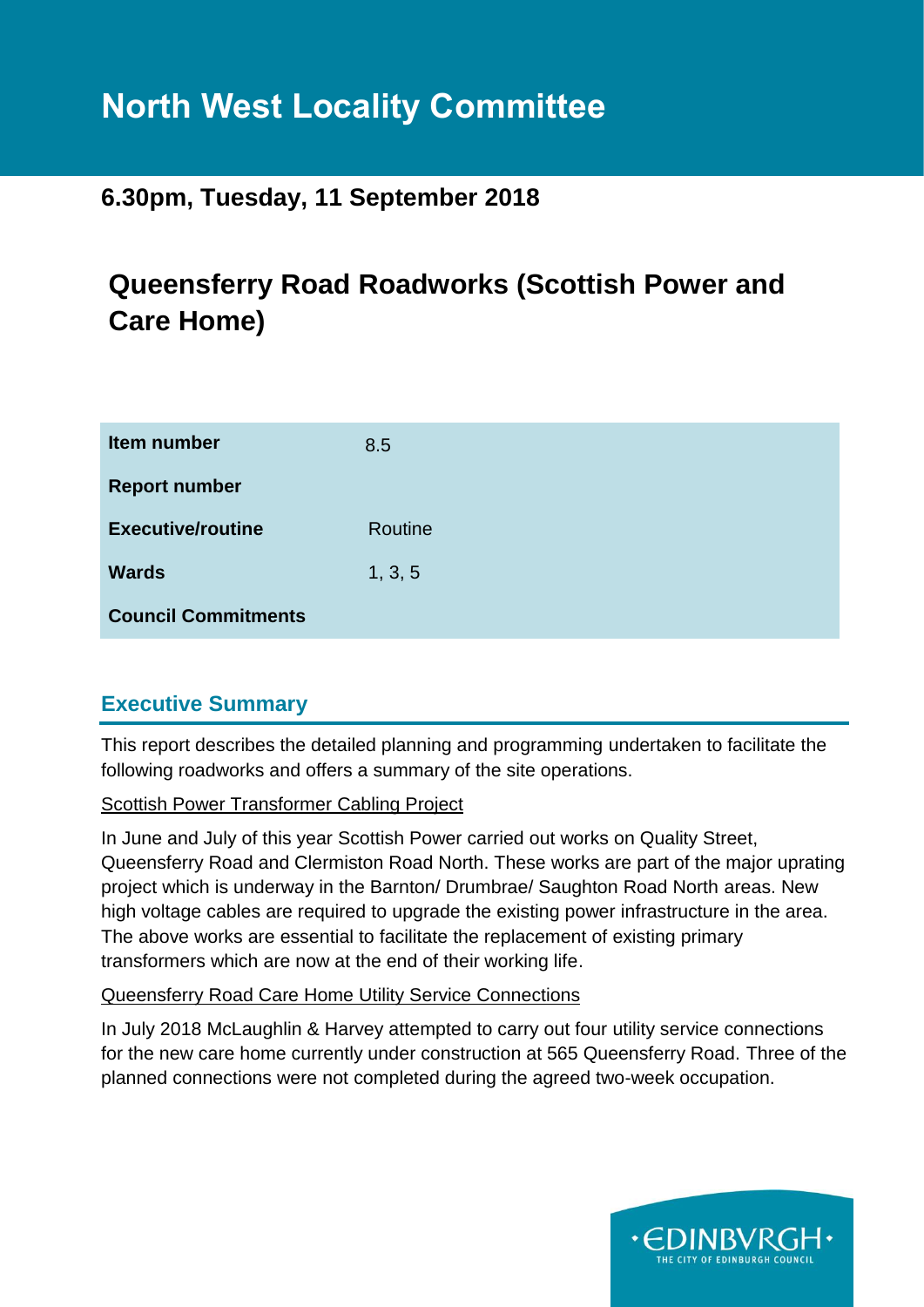# North West Locality Committee

## 6.30pm, Tuesday, 11 September 2018

# Queensferry Road Roadworks (Scottish Power and Care Home)

| | |
|---|---|
| **Item number** | 8.5 |
| **Report number** | |
| **Executive/routine** | Routine |
| **Wards** | 1, 3, 5 |
| **Council Commitments** | |

## Executive Summary

This report describes the detailed planning and programming undertaken to facilitate the following roadworks and offers a summary of the site operations.

Scottish Power Transformer Cabling Project

In June and July of this year Scottish Power carried out works on Quality Street, Queensferry Road and Clermiston Road North. These works are part of the major uprating project which is underway in the Barnton/ Drumbrae/ Saughton Road North areas. New high voltage cables are required to upgrade the existing power infrastructure in the area. The above works are essential to facilitate the replacement of existing primary transformers which are now at the end of their working life.

Queensferry Road Care Home Utility Service Connections

In July 2018 McLaughlin & Harvey attempted to carry out four utility service connections for the new care home currently under construction at 565 Queensferry Road. Three of the planned connections were not completed during the agreed two-week occupation.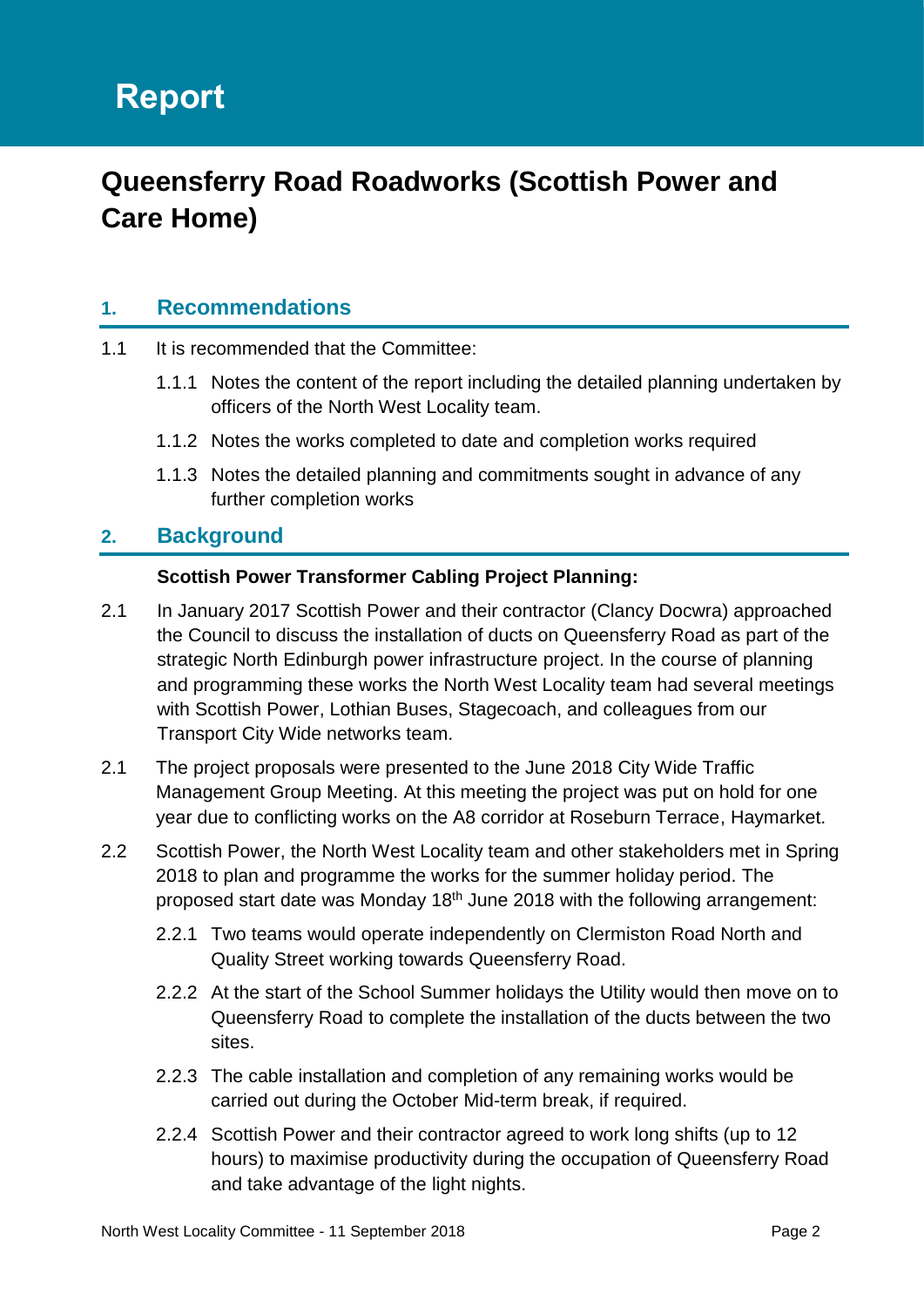# Report

# Queensferry Road Roadworks (Scottish Power and Care Home)

## 1. Recommendations

1.1 It is recommended that the Committee:

1.1.1 Notes the content of the report including the detailed planning undertaken by officers of the North West Locality team.

1.1.2 Notes the works completed to date and completion works required

1.1.3 Notes the detailed planning and commitments sought in advance of any further completion works

## 2. Background

**Scottish Power Transformer Cabling Project Planning:**

2.1 In January 2017 Scottish Power and their contractor (Clancy Docwra) approached the Council to discuss the installation of ducts on Queensferry Road as part of the strategic North Edinburgh power infrastructure project. In the course of planning and programming these works the North West Locality team had several meetings with Scottish Power, Lothian Buses, Stagecoach, and colleagues from our Transport City Wide networks team.

2.1 The project proposals were presented to the June 2018 City Wide Traffic Management Group Meeting. At this meeting the project was put on hold for one year due to conflicting works on the A8 corridor at Roseburn Terrace, Haymarket.

2.2 Scottish Power, the North West Locality team and other stakeholders met in Spring 2018 to plan and programme the works for the summer holiday period. The proposed start date was Monday 18th June 2018 with the following arrangement:

2.2.1 Two teams would operate independently on Clermiston Road North and Quality Street working towards Queensferry Road.

2.2.2 At the start of the School Summer holidays the Utility would then move on to Queensferry Road to complete the installation of the ducts between the two sites.

2.2.3 The cable installation and completion of any remaining works would be carried out during the October Mid-term break, if required.

2.2.4 Scottish Power and their contractor agreed to work long shifts (up to 12 hours) to maximise productivity during the occupation of Queensferry Road and take advantage of the light nights.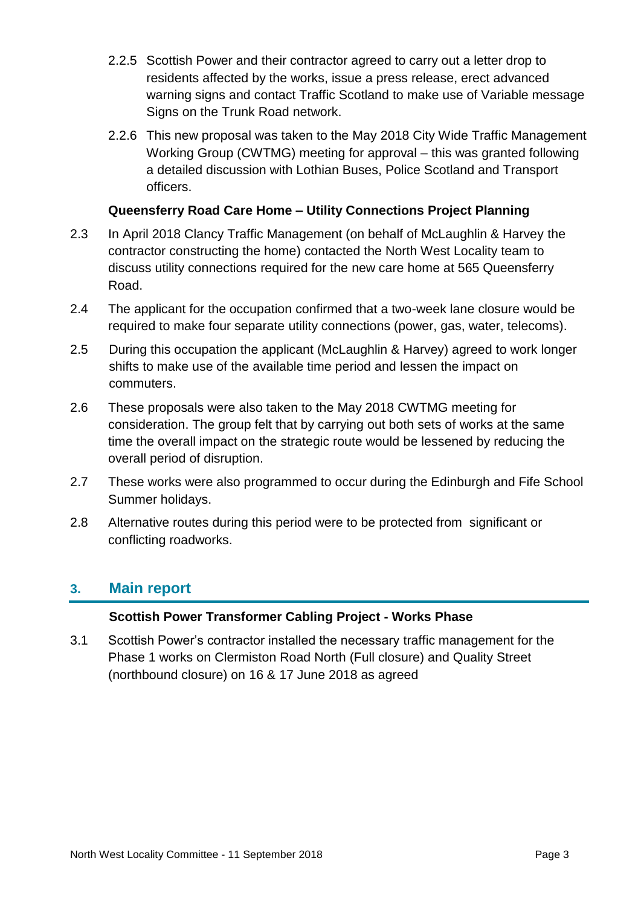2.2.5 Scottish Power and their contractor agreed to carry out a letter drop to residents affected by the works, issue a press release, erect advanced warning signs and contact Traffic Scotland to make use of Variable message Signs on the Trunk Road network.

2.2.6 This new proposal was taken to the May 2018 City Wide Traffic Management Working Group (CWTMG) meeting for approval – this was granted following a detailed discussion with Lothian Buses, Police Scotland and Transport officers.

**Queensferry Road Care Home – Utility Connections Project Planning**

2.3 In April 2018 Clancy Traffic Management (on behalf of McLaughlin & Harvey the contractor constructing the home) contacted the North West Locality team to discuss utility connections required for the new care home at 565 Queensferry Road.

2.4 The applicant for the occupation confirmed that a two-week lane closure would be required to make four separate utility connections (power, gas, water, telecoms).

2.5 During this occupation the applicant (McLaughlin & Harvey) agreed to work longer shifts to make use of the available time period and lessen the impact on commuters.

2.6 These proposals were also taken to the May 2018 CWTMG meeting for consideration. The group felt that by carrying out both sets of works at the same time the overall impact on the strategic route would be lessened by reducing the overall period of disruption.

2.7 These works were also programmed to occur during the Edinburgh and Fife School Summer holidays.

2.8 Alternative routes during this period were to be protected from significant or conflicting roadworks.

## 3. Main report

**Scottish Power Transformer Cabling Project - Works Phase**

3.1 Scottish Power's contractor installed the necessary traffic management for the Phase 1 works on Clermiston Road North (Full closure) and Quality Street (northbound closure) on 16 & 17 June 2018 as agreed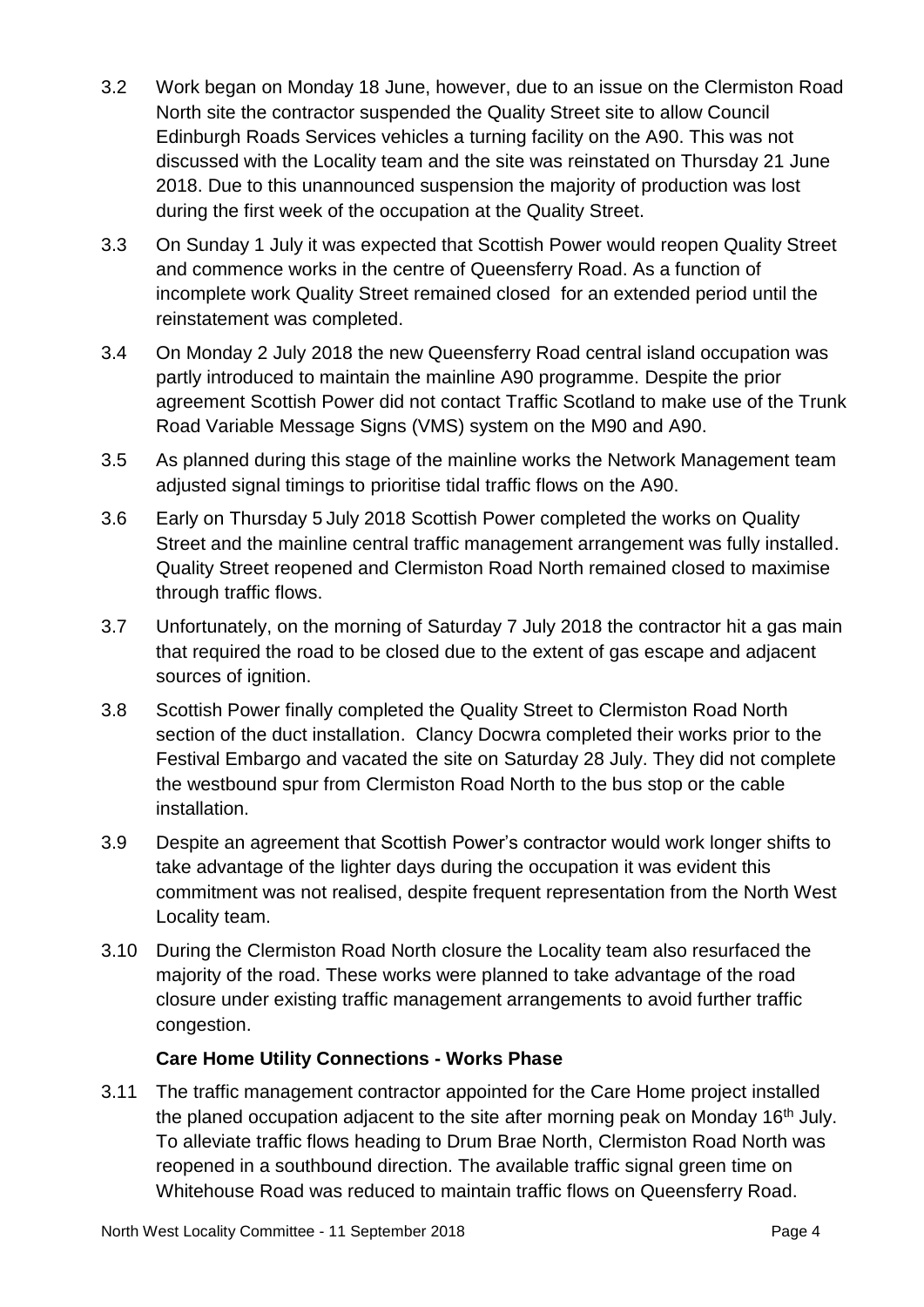3.2 Work began on Monday 18 June, however, due to an issue on the Clermiston Road North site the contractor suspended the Quality Street site to allow Council Edinburgh Roads Services vehicles a turning facility on the A90. This was not discussed with the Locality team and the site was reinstated on Thursday 21 June 2018. Due to this unannounced suspension the majority of production was lost during the first week of the occupation at the Quality Street.

3.3 On Sunday 1 July it was expected that Scottish Power would reopen Quality Street and commence works in the centre of Queensferry Road. As a function of incomplete work Quality Street remained closed for an extended period until the reinstatement was completed.

3.4 On Monday 2 July 2018 the new Queensferry Road central island occupation was partly introduced to maintain the mainline A90 programme. Despite the prior agreement Scottish Power did not contact Traffic Scotland to make use of the Trunk Road Variable Message Signs (VMS) system on the M90 and A90.

3.5 As planned during this stage of the mainline works the Network Management team adjusted signal timings to prioritise tidal traffic flows on the A90.

3.6 Early on Thursday 5 July 2018 Scottish Power completed the works on Quality Street and the mainline central traffic management arrangement was fully installed. Quality Street reopened and Clermiston Road North remained closed to maximise through traffic flows.

3.7 Unfortunately, on the morning of Saturday 7 July 2018 the contractor hit a gas main that required the road to be closed due to the extent of gas escape and adjacent sources of ignition.

3.8 Scottish Power finally completed the Quality Street to Clermiston Road North section of the duct installation. Clancy Docwra completed their works prior to the Festival Embargo and vacated the site on Saturday 28 July. They did not complete the westbound spur from Clermiston Road North to the bus stop or the cable installation.

3.9 Despite an agreement that Scottish Power's contractor would work longer shifts to take advantage of the lighter days during the occupation it was evident this commitment was not realised, despite frequent representation from the North West Locality team.

3.10 During the Clermiston Road North closure the Locality team also resurfaced the majority of the road. These works were planned to take advantage of the road closure under existing traffic management arrangements to avoid further traffic congestion.

**Care Home Utility Connections - Works Phase**

3.11 The traffic management contractor appointed for the Care Home project installed the planed occupation adjacent to the site after morning peak on Monday 16th July. To alleviate traffic flows heading to Drum Brae North, Clermiston Road North was reopened in a southbound direction. The available traffic signal green time on Whitehouse Road was reduced to maintain traffic flows on Queensferry Road.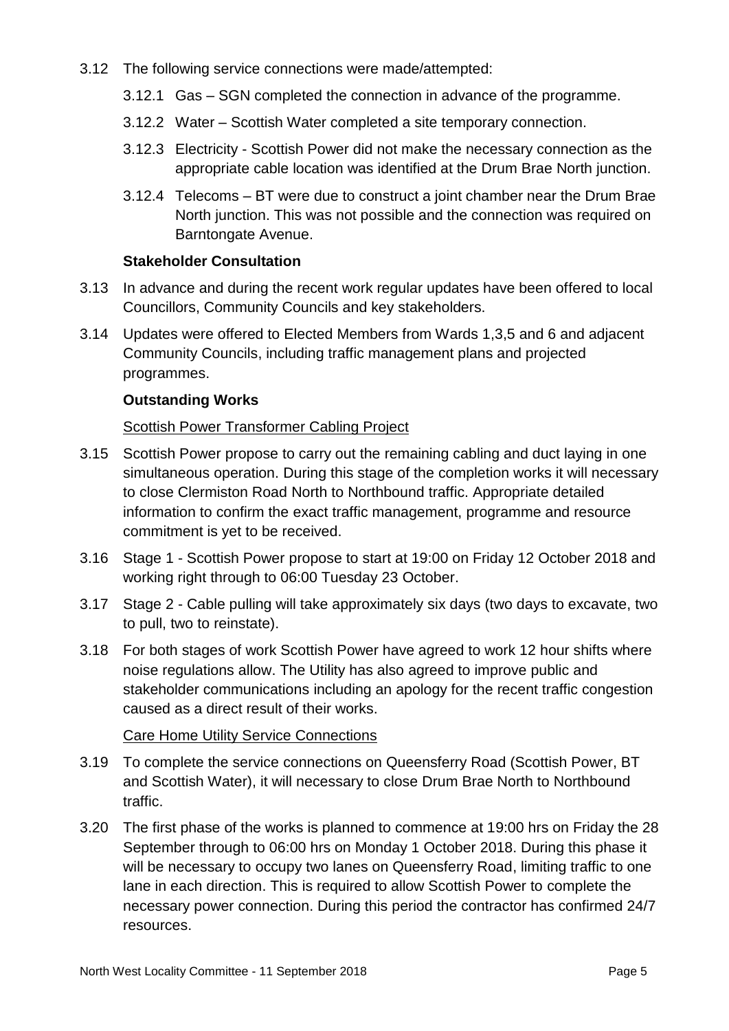3.12 The following service connections were made/attempted:

3.12.1 Gas – SGN completed the connection in advance of the programme.

3.12.2 Water – Scottish Water completed a site temporary connection.

3.12.3 Electricity - Scottish Power did not make the necessary connection as the appropriate cable location was identified at the Drum Brae North junction.

3.12.4 Telecoms – BT were due to construct a joint chamber near the Drum Brae North junction. This was not possible and the connection was required on Barntongate Avenue.

**Stakeholder Consultation**

3.13 In advance and during the recent work regular updates have been offered to local Councillors, Community Councils and key stakeholders.

3.14 Updates were offered to Elected Members from Wards 1,3,5 and 6 and adjacent Community Councils, including traffic management plans and projected programmes.

**Outstanding Works**

<u>Scottish Power Transformer Cabling Project</u>

3.15 Scottish Power propose to carry out the remaining cabling and duct laying in one simultaneous operation. During this stage of the completion works it will necessary to close Clermiston Road North to Northbound traffic. Appropriate detailed information to confirm the exact traffic management, programme and resource commitment is yet to be received.

3.16 Stage 1 - Scottish Power propose to start at 19:00 on Friday 12 October 2018 and working right through to 06:00 Tuesday 23 October.

3.17 Stage 2 - Cable pulling will take approximately six days (two days to excavate, two to pull, two to reinstate).

3.18 For both stages of work Scottish Power have agreed to work 12 hour shifts where noise regulations allow. The Utility has also agreed to improve public and stakeholder communications including an apology for the recent traffic congestion caused as a direct result of their works.

<u>Care Home Utility Service Connections</u>

3.19 To complete the service connections on Queensferry Road (Scottish Power, BT and Scottish Water), it will necessary to close Drum Brae North to Northbound traffic.

3.20 The first phase of the works is planned to commence at 19:00 hrs on Friday the 28 September through to 06:00 hrs on Monday 1 October 2018. During this phase it will be necessary to occupy two lanes on Queensferry Road, limiting traffic to one lane in each direction. This is required to allow Scottish Power to complete the necessary power connection. During this period the contractor has confirmed 24/7 resources.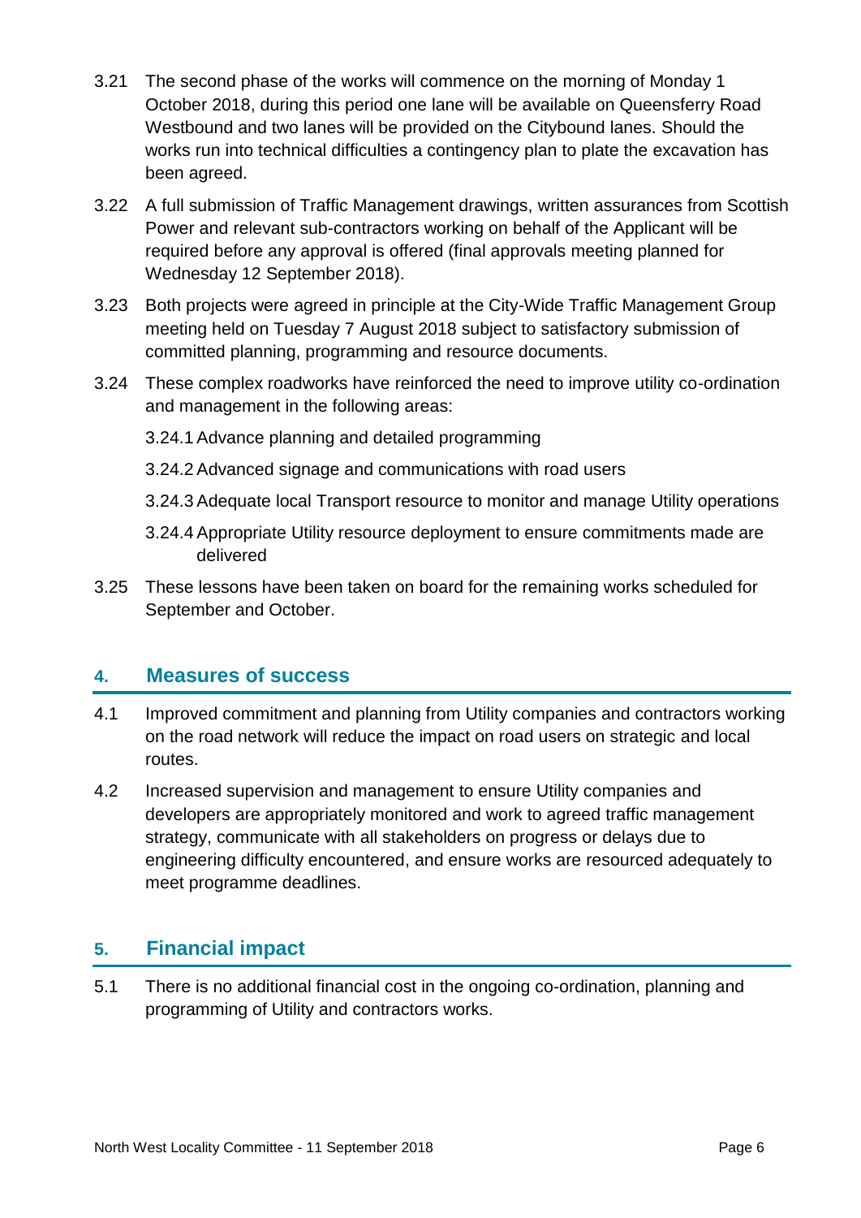3.21 The second phase of the works will commence on the morning of Monday 1 October 2018, during this period one lane will be available on Queensferry Road Westbound and two lanes will be provided on the Citybound lanes. Should the works run into technical difficulties a contingency plan to plate the excavation has been agreed.

3.22 A full submission of Traffic Management drawings, written assurances from Scottish Power and relevant sub-contractors working on behalf of the Applicant will be required before any approval is offered (final approvals meeting planned for Wednesday 12 September 2018).

3.23 Both projects were agreed in principle at the City-Wide Traffic Management Group meeting held on Tuesday 7 August 2018 subject to satisfactory submission of committed planning, programming and resource documents.

3.24 These complex roadworks have reinforced the need to improve utility co-ordination and management in the following areas:

3.24.1 Advance planning and detailed programming

3.24.2 Advanced signage and communications with road users

3.24.3 Adequate local Transport resource to monitor and manage Utility operations

3.24.4 Appropriate Utility resource deployment to ensure commitments made are delivered

3.25 These lessons have been taken on board for the remaining works scheduled for September and October.

## 4. Measures of success

4.1 Improved commitment and planning from Utility companies and contractors working on the road network will reduce the impact on road users on strategic and local routes.

4.2 Increased supervision and management to ensure Utility companies and developers are appropriately monitored and work to agreed traffic management strategy, communicate with all stakeholders on progress or delays due to engineering difficulty encountered, and ensure works are resourced adequately to meet programme deadlines.

## 5. Financial impact

5.1 There is no additional financial cost in the ongoing co-ordination, planning and programming of Utility and contractors works.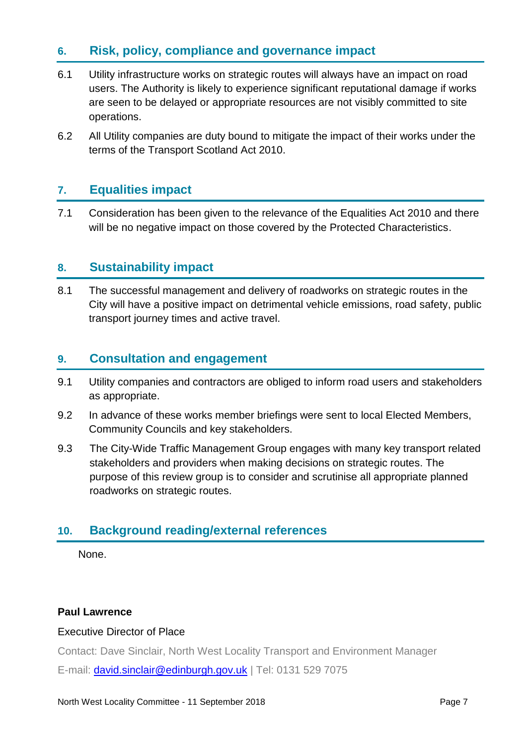## 6. Risk, policy, compliance and governance impact

6.1 Utility infrastructure works on strategic routes will always have an impact on road users. The Authority is likely to experience significant reputational damage if works are seen to be delayed or appropriate resources are not visibly committed to site operations.

6.2 All Utility companies are duty bound to mitigate the impact of their works under the terms of the Transport Scotland Act 2010.

## 7. Equalities impact

7.1 Consideration has been given to the relevance of the Equalities Act 2010 and there will be no negative impact on those covered by the Protected Characteristics.

## 8. Sustainability impact

8.1 The successful management and delivery of roadworks on strategic routes in the City will have a positive impact on detrimental vehicle emissions, road safety, public transport journey times and active travel.

## 9. Consultation and engagement

9.1 Utility companies and contractors are obliged to inform road users and stakeholders as appropriate.

9.2 In advance of these works member briefings were sent to local Elected Members, Community Councils and key stakeholders.

9.3 The City-Wide Traffic Management Group engages with many key transport related stakeholders and providers when making decisions on strategic routes. The purpose of this review group is to consider and scrutinise all appropriate planned roadworks on strategic routes.

## 10. Background reading/external references

None.

**Paul Lawrence**

Executive Director of Place

Contact: Dave Sinclair, North West Locality Transport and Environment Manager

E-mail: david.sinclair@edinburgh.gov.uk | Tel: 0131 529 7075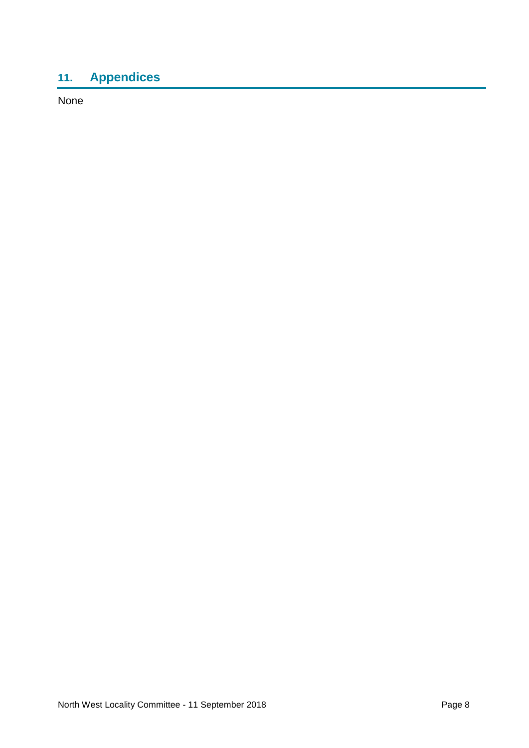## 11. Appendices

None